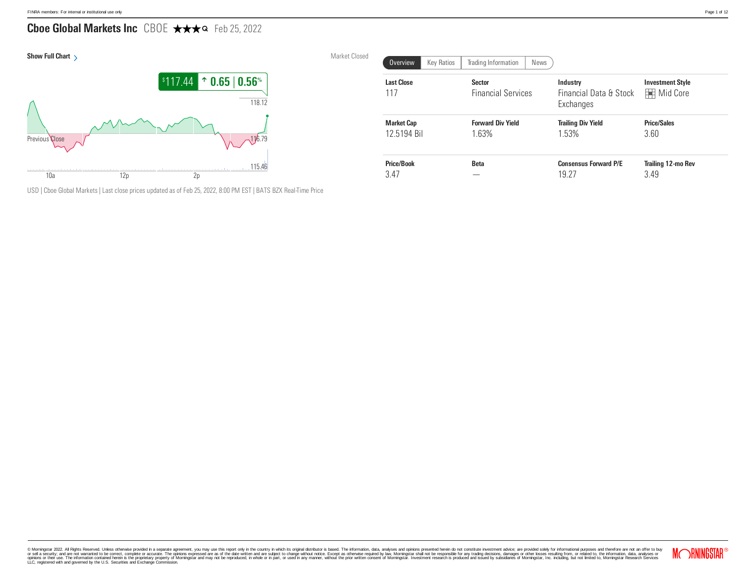# Cboe Global Markets Inc CBOE ★★★ Feb 25, 2022

Show Full Chart

Market Closed

$117.44 ↑ 0.65 | 0.56%

118.12

Previous Close 116.79

115.46

10a 12p 2p

USD | Cboe Global Markets | Last close prices updated as of Feb 25, 2022, 8:00 PM EST | BATS BZX Real-Time Price

Overview | Key Ratios | Trading Information | News

| Last Close | Sector | Industry | Investment Style |
| --- | --- | --- | --- |
| 117 | Financial Services | Financial Data & Stock Exchanges | Mid Core |
| **Market Cap** | **Forward Div Yield** | **Trailing Div Yield** | **Price/Sales** |
| 12.5194 Bil | 1.63% | 1.53% | 3.60 |
| **Price/Book** | **Beta** | **Consensus Forward P/E** | **Trailing 12-mo Rev** |
| 3.47 | — | 19.27 | 3.49 |

© Morningstar 2022. All Rights Reserved. Unless otherwise provided in a separate agreement, you may use this report only in the country in which its original distributor is based. The information, data, analyses and opinions presented herein do not constitute investment advice; are provided solely for informational purposes and therefore are not an offer to buy or sell a security; and are not warranted to be correct, complete or accurate. The opinions expressed are as of the date written and are subject to change without notice. Except as otherwise required by law, Morningstar shall not be responsible for any trading decisions, damages or other losses resulting from, or related to, the information, data, analyses or opinions or their use. The information contained herein is the proprietary property of Morningstar and may not be reproduced, in whole or in part, or used in any manner, without the prior written consent of Morningstar. Investment research is produced and issued by subsidiaries of Morningstar, Inc. including, but not limited to, Morningstar Research Services LLC, registered with and governed by the U.S. Securities and Exchange Commission.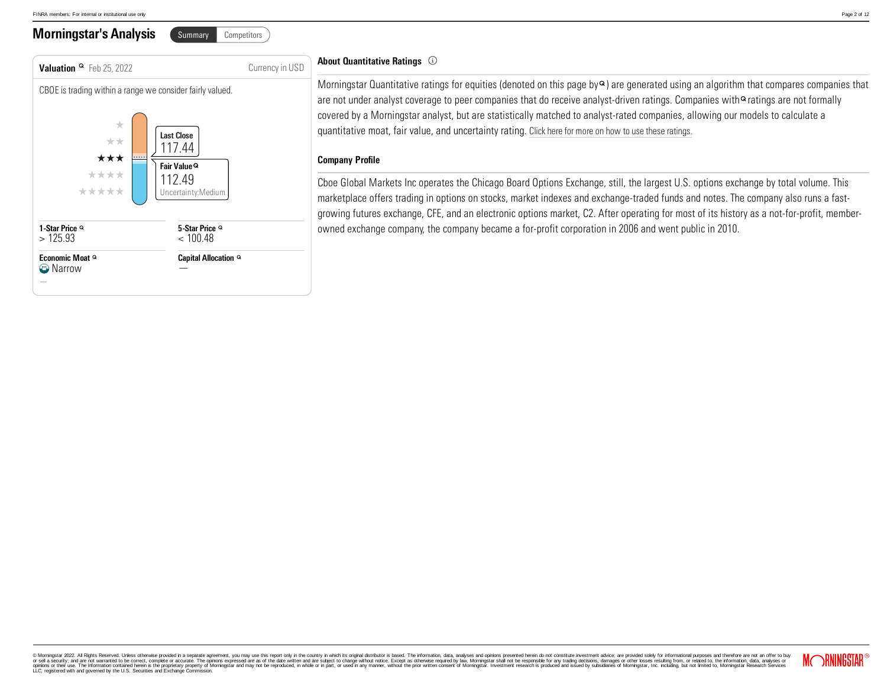## Morningstar's Analysis

Summary | Competitors

### Valuation Feb 25, 2022

Currency in USD

CBOE is trading within a range we consider fairly valued.

★★★

**Last Close**
117.44

**Fair Value**
112.49
Uncertainty:Medium

| 1-Star Price | 5-Star Price |
| --- | --- |
| > 125.93 | < 100.48 |

| Economic Moat | Capital Allocation |
| --- | --- |
| Narrow | — |

—

### About Quantitative Ratings

Morningstar Quantitative ratings for equities (denoted on this page by ) are generated using an algorithm that compares companies that are not under analyst coverage to peer companies that do receive analyst-driven ratings. Companies with ratings are not formally covered by a Morningstar analyst, but are statistically matched to analyst-rated companies, allowing our models to calculate a quantitative moat, fair value, and uncertainty rating. Click here for more on how to use these ratings.

### Company Profile

Cboe Global Markets Inc operates the Chicago Board Options Exchange, still, the largest U.S. options exchange by total volume. This marketplace offers trading in options on stocks, market indexes and exchange-traded funds and notes. The company also runs a fast-growing futures exchange, CFE, and an electronic options market, C2. After operating for most of its history as a not-for-profit, member-owned exchange company, the company became a for-profit corporation in 2006 and went public in 2010.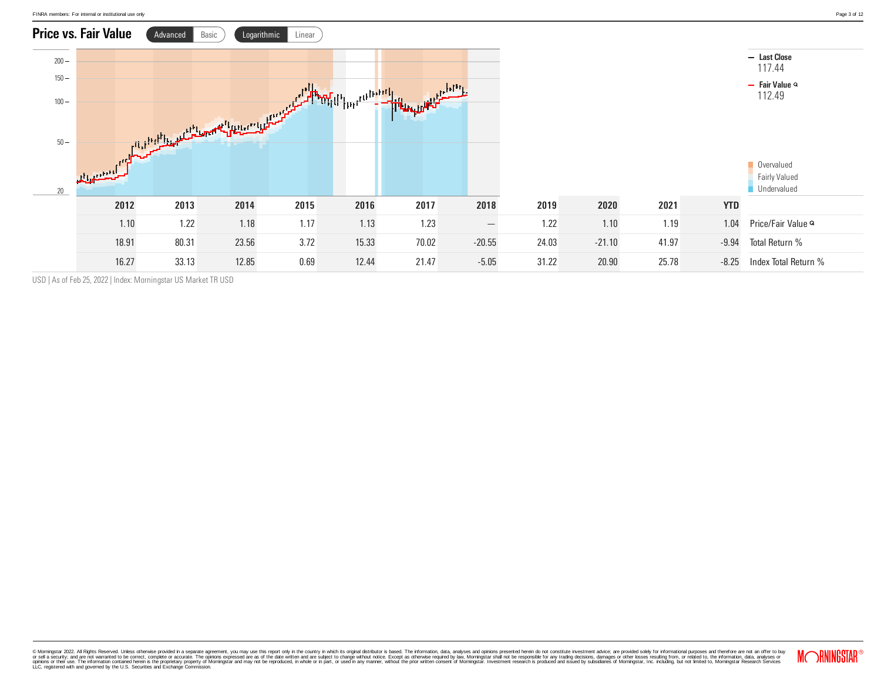## Price vs. Fair Value

Advanced | Basic &nbsp;&nbsp; Logarithmic | Linear

**Last Close**
117.44

**Fair Value**
112.49

Overvalued
Fairly Valued
Undervalued

| 2012 | 2013 | 2014 | 2015 | 2016 | 2017 | 2018 | 2019 | 2020 | 2021 | YTD | |
|---|---|---|---|---|---|---|---|---|---|---|---|
| 1.10 | 1.22 | 1.18 | 1.17 | 1.13 | 1.23 | — | 1.22 | 1.10 | 1.19 | 1.04 | Price/Fair Value |
| 18.91 | 80.31 | 23.56 | 3.72 | 15.33 | 70.02 | -20.55 | 24.03 | -21.10 | 41.97 | -9.94 | Total Return % |
| 16.27 | 33.13 | 12.85 | 0.69 | 12.44 | 21.47 | -5.05 | 31.22 | 20.90 | 25.78 | -8.25 | Index Total Return % |

USD | As of Feb 25, 2022 | Index: Morningstar US Market TR USD

© Morningstar 2022. All Rights Reserved. Unless otherwise provided in a separate agreement, you may use this report only in the country in which its original distributor is based. The information, data, analyses and opinions presented herein do not constitute investment advice; are provided solely for informational purposes and therefore are not an offer to buy or sell a security; and are not warranted to be correct, complete or accurate. The opinions expressed are as of the date written and are subject to change without notice. Except as otherwise required by law, Morningstar shall not be responsible for any trading decisions, damages or other losses resulting from, or related to, the information, data, analyses or opinions or their use. The information contained herein is the proprietary property of Morningstar and may not be reproduced, in whole or in part, or used in any manner, without the prior written consent of Morningstar. Investment research is produced and issued by subsidiaries of Morningstar, Inc. including, but not limited to, Morningstar Research Services LLC, registered with and governed by the U.S. Securities and Exchange Commission.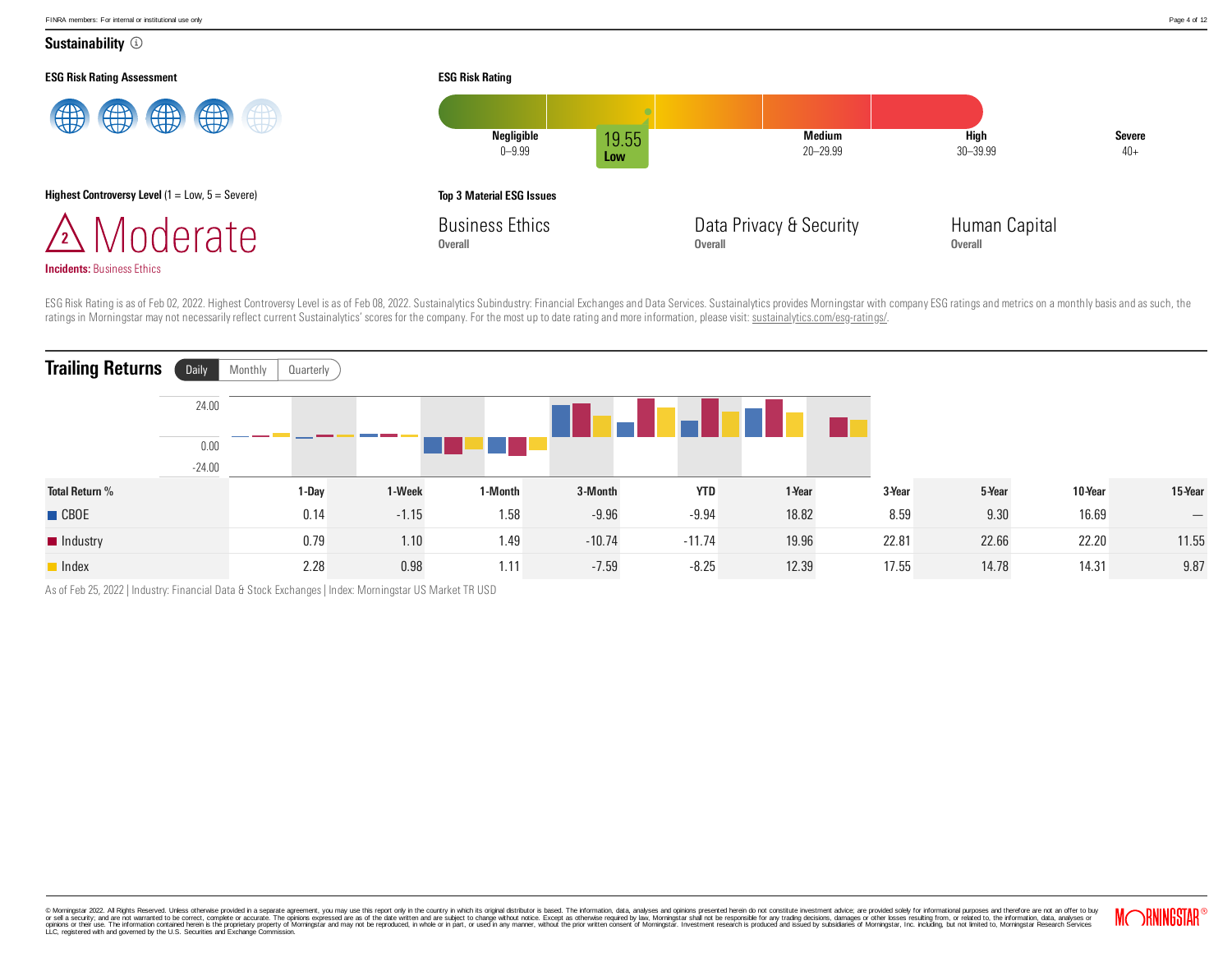## Sustainability

### ESG Risk Rating Assessment

### ESG Risk Rating

19.55 Low

| Negligible | Low | Medium | High | Severe |
|---|---|---|---|---|
| 0–9.99 | | 20–29.99 | 30–39.99 | 40+ |

### Highest Controversy Level (1 = Low, 5 = Severe)

2 Moderate

**Incidents:** Business Ethics

### Top 3 Material ESG Issues

| Business Ethics | Data Privacy & Security | Human Capital |
|---|---|---|
| Overall | Overall | Overall |

ESG Risk Rating is as of Feb 02, 2022. Highest Controversy Level is as of Feb 08, 2022. Sustainalytics Subindustry: Financial Exchanges and Data Services. Sustainalytics provides Morningstar with company ESG ratings and metrics on a monthly basis and as such, the ratings in Morningstar may not necessarily reflect current Sustainalytics' scores for the company. For the most up to date rating and more information, please visit: sustainalytics.com/esg-ratings/.

## Trailing Returns

Daily | Monthly | Quarterly

| Total Return % | 1-Day | 1-Week | 1-Month | 3-Month | YTD | 1-Year | 3-Year | 5-Year | 10-Year | 15-Year |
|---|---|---|---|---|---|---|---|---|---|---|
| CBOE | 0.14 | -1.15 | 1.58 | -9.96 | -9.94 | 18.82 | 8.59 | 9.30 | 16.69 | — |
| Industry | 0.79 | 1.10 | 1.49 | -10.74 | -11.74 | 19.96 | 22.81 | 22.66 | 22.20 | 11.55 |
| Index | 2.28 | 0.98 | 1.11 | -7.59 | -8.25 | 12.39 | 17.55 | 14.78 | 14.31 | 9.87 |

As of Feb 25, 2022 | Industry: Financial Data & Stock Exchanges | Index: Morningstar US Market TR USD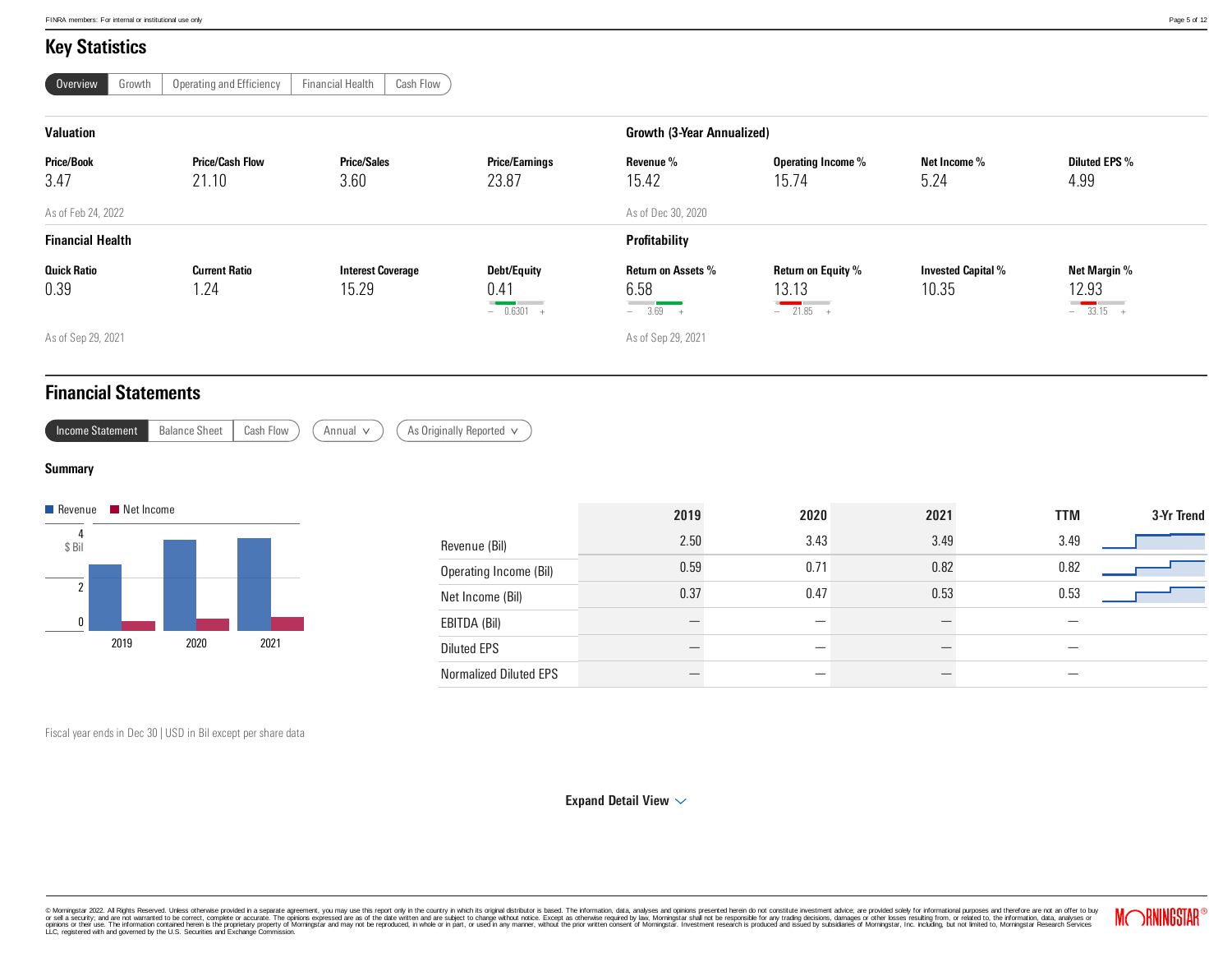## Key Statistics

Overview | Growth | Operating and Efficiency | Financial Health | Cash Flow

### Valuation

| Price/Book | Price/Cash Flow | Price/Sales | Price/Earnings |
|---|---|---|---|
| 3.47 | 21.10 | 3.60 | 23.87 |

As of Feb 24, 2022

### Growth (3-Year Annualized)

| Revenue % | Operating Income % | Net Income % | Diluted EPS % |
|---|---|---|---|
| 15.42 | 15.74 | 5.24 | 4.99 |

As of Dec 30, 2020

### Financial Health

| Quick Ratio | Current Ratio | Interest Coverage | Debt/Equity |
|---|---|---|---|
| 0.39 | 1.24 | 15.29 | 0.41 |
| | | | – 0.6301 + |

As of Sep 29, 2021

### Profitability

| Return on Assets % | Return on Equity % | Invested Capital % | Net Margin % |
|---|---|---|---|
| 6.58 | 13.13 | 10.35 | 12.93 |
| – 3.69 + | – 21.85 + | | – 33.15 + |

As of Sep 29, 2021

## Financial Statements

Income Statement | Balance Sheet | Cash Flow | Annual | As Originally Reported

### Summary

Revenue | Net Income

|  | 2019 | 2020 | 2021 | TTM | 3-Yr Trend |
|---|---|---|---|---|---|
| Revenue (Bil) | 2.50 | 3.43 | 3.49 | 3.49 | |
| Operating Income (Bil) | 0.59 | 0.71 | 0.82 | 0.82 | |
| Net Income (Bil) | 0.37 | 0.47 | 0.53 | 0.53 | |
| EBITDA (Bil) | — | — | — | — | |
| Diluted EPS | — | — | — | — | |
| Normalized Diluted EPS | — | — | — | — | |

Fiscal year ends in Dec 30 | USD in Bil except per share data

Expand Detail View

© Morningstar 2022. All Rights Reserved. Unless otherwise provided in a separate agreement, you may use this report only in the country in which its original distributor is based. The information, data, analyses and opinions presented herein do not constitute investment advice; are provided solely for informational purposes and therefore are not an offer to buy or sell a security; and are not warranted to be correct, complete or accurate. The opinions expressed are as of the date written and are subject to change without notice. Except as otherwise required by law, Morningstar shall not be responsible for any trading decisions, damages or other losses resulting from, or related to, the information, data, analyses or opinions or their use. The information contained herein is the proprietary property of Morningstar and may not be reproduced, in whole or in part, or used in any manner, without the prior written consent of Morningstar. Investment research is produced and issued by subsidiaries of Morningstar, Inc. including, but not limited to, Morningstar Research Services LLC, registered with and governed by the U.S. Securities and Exchange Commission.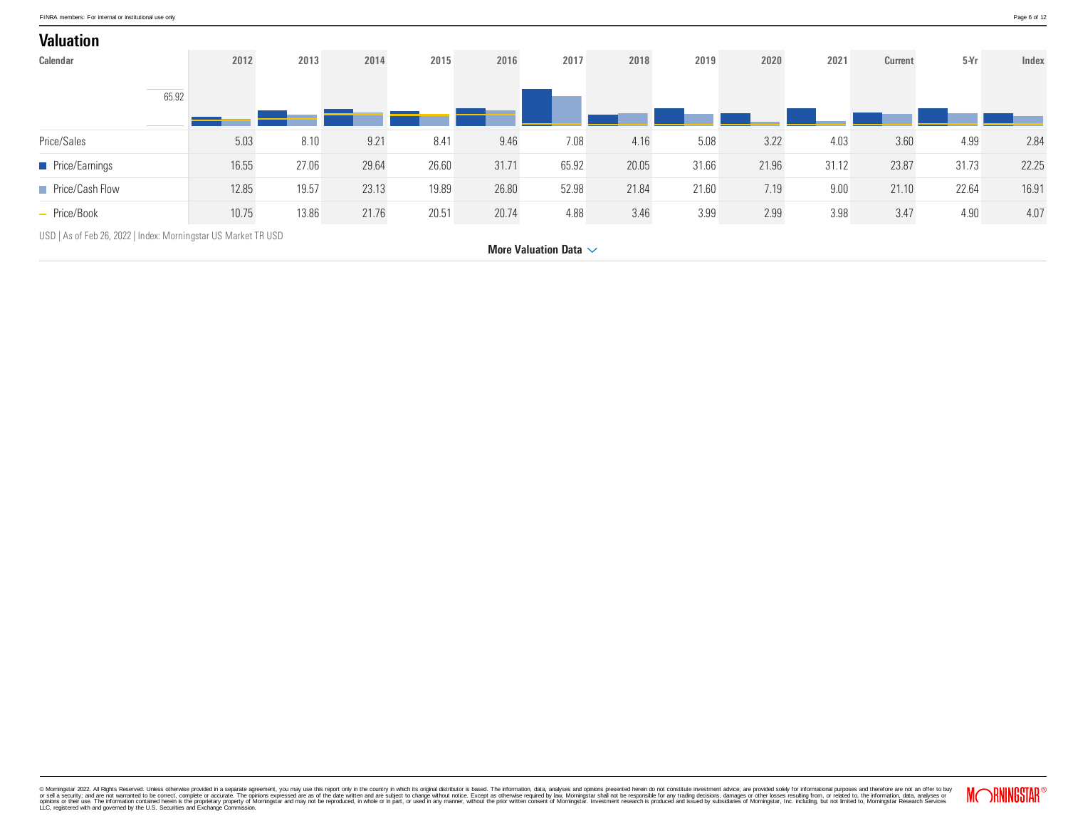## Valuation

| Calendar | 2012 | 2013 | 2014 | 2015 | 2016 | 2017 | 2018 | 2019 | 2020 | 2021 | Current | 5-Yr | Index |
|---|---|---|---|---|---|---|---|---|---|---|---|---|---|
| Price/Sales | 5.03 | 8.10 | 9.21 | 8.41 | 9.46 | 7.08 | 4.16 | 5.08 | 3.22 | 4.03 | 3.60 | 4.99 | 2.84 |
| ■ Price/Earnings | 16.55 | 27.06 | 29.64 | 26.60 | 31.71 | 65.92 | 20.05 | 31.66 | 21.96 | 31.12 | 23.87 | 31.73 | 22.25 |
| ■ Price/Cash Flow | 12.85 | 19.57 | 23.13 | 19.89 | 26.80 | 52.98 | 21.84 | 21.60 | 7.19 | 9.00 | 21.10 | 22.64 | 16.91 |
| — Price/Book | 10.75 | 13.86 | 21.76 | 20.51 | 20.74 | 4.88 | 3.46 | 3.99 | 2.99 | 3.98 | 3.47 | 4.90 | 4.07 |

USD | As of Feb 26, 2022 | Index: Morningstar US Market TR USD

More Valuation Data

© Morningstar 2022. All Rights Reserved. Unless otherwise provided in a separate agreement, you may use this report only in the country in which its original distributor is based. The information, data, analyses and opinions presented herein do not constitute investment advice; are provided solely for informational purposes and therefore are not an offer to buy or sell a security; and are not warranted to be correct, complete or accurate. The opinions expressed are as of the date written and are subject to change without notice. Except as otherwise required by law, Morningstar shall not be responsible for any trading decisions, damages or other losses resulting from, or related to, the information, data, analyses or opinions or their use. The information contained herein is the proprietary property of Morningstar and may not be reproduced, in whole or in part, or used in any manner, without the prior written consent of Morningstar. Investment research is produced and issued by subsidiaries of Morningstar, Inc. including, but not limited to, Morningstar Research Services LLC, registered with and governed by the U.S. Securities and Exchange Commission.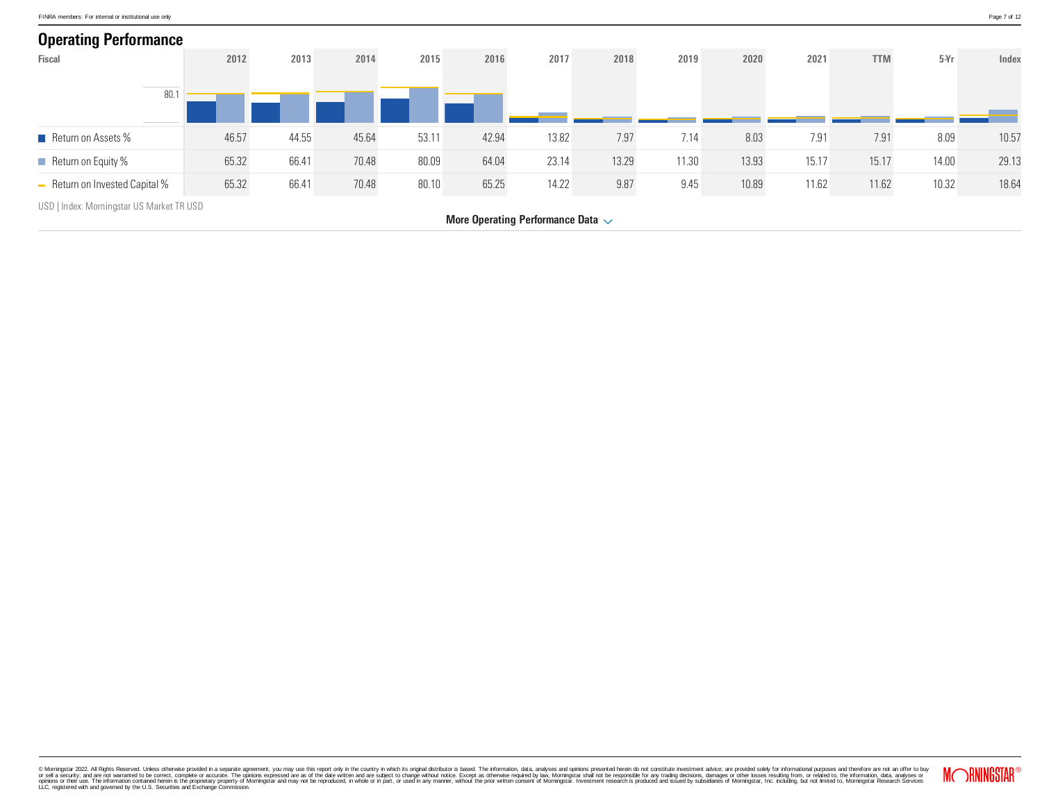## Operating Performance

| Fiscal | 2012 | 2013 | 2014 | 2015 | 2016 | 2017 | 2018 | 2019 | 2020 | 2021 | TTM | 5-Yr | Index |
|---|---|---|---|---|---|---|---|---|---|---|---|---|---|
| Return on Assets % | 46.57 | 44.55 | 45.64 | 53.11 | 42.94 | 13.82 | 7.97 | 7.14 | 8.03 | 7.91 | 7.91 | 8.09 | 10.57 |
| Return on Equity % | 65.32 | 66.41 | 70.48 | 80.09 | 64.04 | 23.14 | 13.29 | 11.30 | 13.93 | 15.17 | 15.17 | 14.00 | 29.13 |
| Return on Invested Capital % | 65.32 | 66.41 | 70.48 | 80.10 | 65.25 | 14.22 | 9.87 | 9.45 | 10.89 | 11.62 | 11.62 | 10.32 | 18.64 |

USD | Index: Morningstar US Market TR USD

More Operating Performance Data

© Morningstar 2022. All Rights Reserved. Unless otherwise provided in a separate agreement, you may use this report only in the country in which its original distributor is based. The information, data, analyses and opinions presented herein do not constitute investment advice; are provided solely for informational purposes and therefore are not an offer to buy or sell a security; and are not warranted to be correct, complete or accurate. The opinions expressed are as of the date written and are subject to change without notice. Except as otherwise required by law, Morningstar shall not be responsible for any trading decisions, damages or other losses resulting from, or related to, the information, data, analyses or opinions or their use. The information contained herein is the proprietary property of Morningstar and may not be reproduced, in whole or in part, or used in any manner, without the prior written consent of Morningstar. Investment research is produced and issued by subsidiaries of Morningstar, Inc. including, but not limited to, Morningstar Research Services LLC, registered with and governed by the U.S. Securities and Exchange Commission.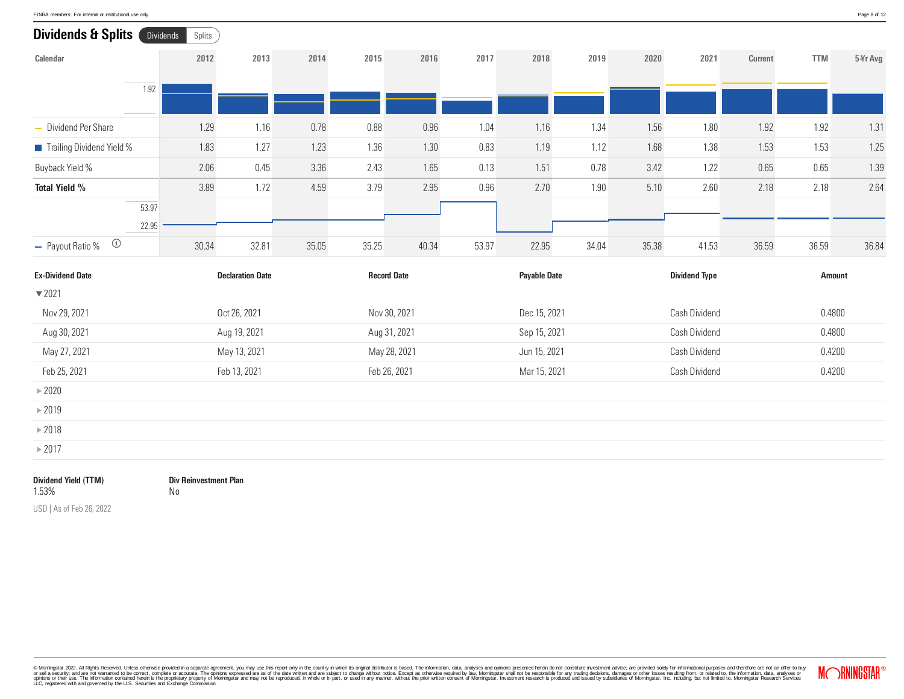## Dividends & Splits

Dividends | Splits

| Calendar | 2012 | 2013 | 2014 | 2015 | 2016 | 2017 | 2018 | 2019 | 2020 | 2021 | Current | TTM | 5-Yr Avg |
|---|---|---|---|---|---|---|---|---|---|---|---|---|---|
| Dividend Per Share | 1.29 | 1.16 | 0.78 | 0.88 | 0.96 | 1.04 | 1.16 | 1.34 | 1.56 | 1.80 | 1.92 | 1.92 | 1.31 |
| Trailing Dividend Yield % | 1.83 | 1.27 | 1.23 | 1.36 | 1.30 | 0.83 | 1.19 | 1.12 | 1.68 | 1.38 | 1.53 | 1.53 | 1.25 |
| Buyback Yield % | 2.06 | 0.45 | 3.36 | 2.43 | 1.65 | 0.13 | 1.51 | 0.78 | 3.42 | 1.22 | 0.65 | 0.65 | 1.39 |
| **Total Yield %** | 3.89 | 1.72 | 4.59 | 3.79 | 2.95 | 0.96 | 2.70 | 1.90 | 5.10 | 2.60 | 2.18 | 2.18 | 2.64 |
| Payout Ratio % | 30.34 | 32.81 | 35.05 | 35.25 | 40.34 | 53.97 | 22.95 | 34.04 | 35.38 | 41.53 | 36.59 | 36.59 | 36.84 |

| Ex-Dividend Date | Declaration Date | Record Date | Payable Date | Dividend Type | Amount |
|---|---|---|---|---|---|
| ▼2021 | | | | | |
| Nov 29, 2021 | Oct 26, 2021 | Nov 30, 2021 | Dec 15, 2021 | Cash Dividend | 0.4800 |
| Aug 30, 2021 | Aug 19, 2021 | Aug 31, 2021 | Sep 15, 2021 | Cash Dividend | 0.4800 |
| May 27, 2021 | May 13, 2021 | May 28, 2021 | Jun 15, 2021 | Cash Dividend | 0.4200 |
| Feb 25, 2021 | Feb 13, 2021 | Feb 26, 2021 | Mar 15, 2021 | Cash Dividend | 0.4200 |
| ▶2020 | | | | | |
| ▶2019 | | | | | |
| ▶2018 | | | | | |
| ▶2017 | | | | | |

**Dividend Yield (TTM)**
1.53%

**Div Reinvestment Plan**
No

USD | As of Feb 26, 2022

© Morningstar 2022. All Rights Reserved. Unless otherwise provided in a separate agreement, you may use this report only in the country in which its original distributor is based. The information, data, analyses and opinions presented herein do not constitute investment advice; are provided solely for informational purposes and therefore are not an offer to buy or sell a security; and are not warranted to be correct, complete or accurate. The opinions expressed are as of the date written and are subject to change without notice. Except as otherwise required by law, Morningstar shall not be responsible for any trading decisions, damages or other losses resulting from, or related to, the information, data, analyses or opinions or their use. The information contained herein is the proprietary property of Morningstar and may not be reproduced, in whole or in part, or used in any manner, without the prior written consent of Morningstar. Investment research is produced and issued by subsidiaries of Morningstar, Inc. including, but not limited to, Morningstar Research Services LLC, registered with and governed by the U.S. Securities and Exchange Commission.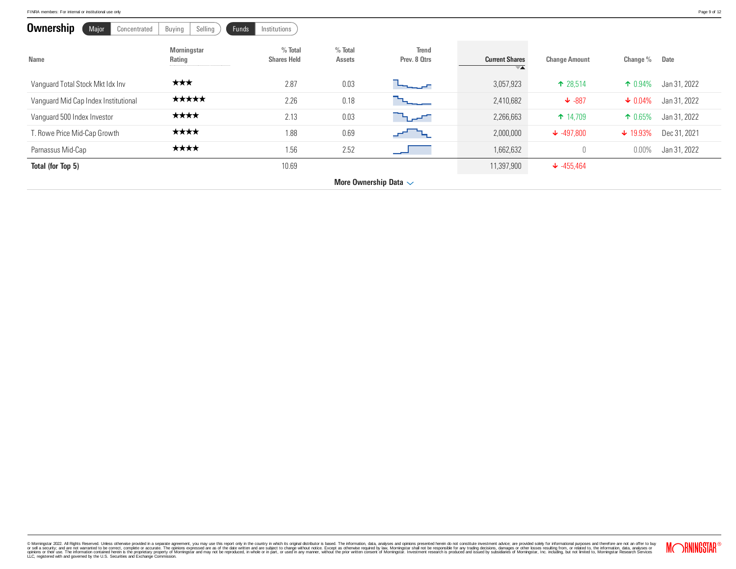## Ownership

Major | Concentrated | Buying | Selling | Funds | Institutions

| Name | Morningstar Rating | % Total Shares Held | % Total Assets | Trend Prev. 8 Qtrs | Current Shares | Change Amount | Change % | Date |
|---|---|---|---|---|---|---|---|---|
| Vanguard Total Stock Mkt Idx Inv | ★★★ | 2.87 | 0.03 | | 3,057,923 | ↑ 28,514 | ↑ 0.94% | Jan 31, 2022 |
| Vanguard Mid Cap Index Institutional | ★★★★★ | 2.26 | 0.18 | | 2,410,682 | ↓ -887 | ↓ 0.04% | Jan 31, 2022 |
| Vanguard 500 Index Investor | ★★★★ | 2.13 | 0.03 | | 2,266,663 | ↑ 14,709 | ↑ 0.65% | Jan 31, 2022 |
| T. Rowe Price Mid-Cap Growth | ★★★★ | 1.88 | 0.69 | | 2,000,000 | ↓ -497,800 | ↓ 19.93% | Dec 31, 2021 |
| Parnassus Mid-Cap | ★★★★ | 1.56 | 2.52 | | 1,662,632 | 0 | 0.00% | Jan 31, 2022 |
| **Total (for Top 5)** | | 10.69 | | | 11,397,900 | ↓ -455,464 | | |

More Ownership Data

© Morningstar 2022. All Rights Reserved. Unless otherwise provided in a separate agreement, you may use this report only in the country in which its original distributor is based. The information, data, analyses and opinions presented herein do not constitute investment advice; are provided solely for informational purposes and therefore are not an offer to buy or sell a security; and are not warranted to be correct, complete or accurate. The opinions expressed are as of the date written and are subject to change without notice. Except as otherwise required by law, Morningstar shall not be responsible for any trading decisions, damages or other losses resulting from, or related to, the information, data, analyses or opinions or their use. The information contained herein is the proprietary property of Morningstar and may not be reproduced, in whole or in part, or used in any manner, without the prior written consent of Morningstar. Investment research is produced and issued by subsidiaries of Morningstar, Inc. including, but not limited to, Morningstar Research Services LLC, registered with and governed by the U.S. Securities and Exchange Commission.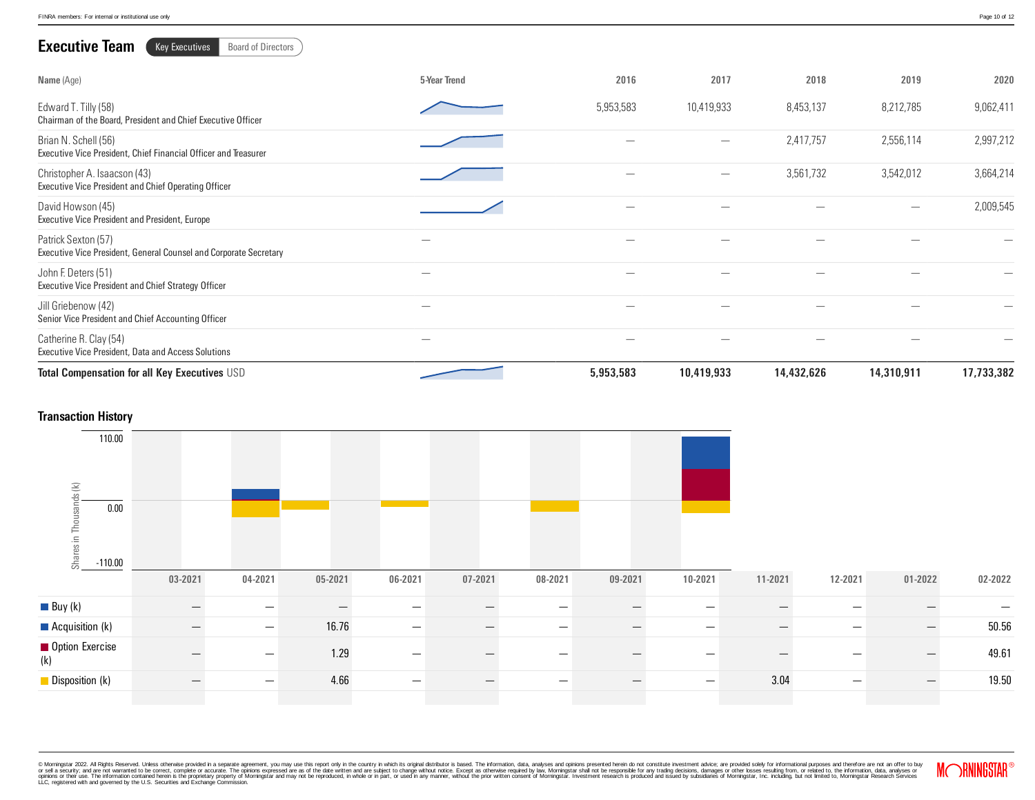## Executive Team

Key Executives | Board of Directors

| Name (Age) | 5-Year Trend | 2016 | 2017 | 2018 | 2019 | 2020 |
|---|---|---|---|---|---|---|
| Edward T. Tilly (58)<br>Chairman of the Board, President and Chief Executive Officer | | 5,953,583 | 10,419,933 | 8,453,137 | 8,212,785 | 9,062,411 |
| Brian N. Schell (56)<br>Executive Vice President, Chief Financial Officer and Treasurer | | — | — | 2,417,757 | 2,556,114 | 2,997,212 |
| Christopher A. Isaacson (43)<br>Executive Vice President and Chief Operating Officer | | — | — | 3,561,732 | 3,542,012 | 3,664,214 |
| David Howson (45)<br>Executive Vice President and President, Europe | | — | — | — | — | 2,009,545 |
| Patrick Sexton (57)<br>Executive Vice President, General Counsel and Corporate Secretary | — | — | — | — | — | — |
| John F. Deters (51)<br>Executive Vice President and Chief Strategy Officer | — | — | — | — | — | — |
| Jill Griebenow (42)<br>Senior Vice President and Chief Accounting Officer | — | — | — | — | — | — |
| Catherine R. Clay (54)<br>Executive Vice President, Data and Access Solutions | — | — | — | — | — | — |
| **Total Compensation for all Key Executives** USD | | **5,953,583** | **10,419,933** | **14,432,626** | **14,310,911** | **17,733,382** |

### Transaction History

Shares in Thousands (k): 110.00 / 0.00 / -110.00

| | 03-2021 | 04-2021 | 05-2021 | 06-2021 | 07-2021 | 08-2021 | 09-2021 | 10-2021 | 11-2021 | 12-2021 | 01-2022 | 02-2022 |
|---|---|---|---|---|---|---|---|---|---|---|---|---|
| Buy (k) | — | — | — | — | — | — | — | — | — | — | — | — |
| Acquisition (k) | — | — | 16.76 | — | — | — | — | — | — | — | — | 50.56 |
| Option Exercise (k) | — | — | 1.29 | — | — | — | — | — | — | — | — | 49.61 |
| Disposition (k) | — | — | 4.66 | — | — | — | — | — | 3.04 | — | — | 19.50 |

© Morningstar 2022. All Rights Reserved. Unless otherwise provided in a separate agreement, you may use this report only in the country in which its original distributor is based. The information, data, analyses and opinions presented herein do not constitute investment advice; are provided solely for informational purposes and therefore are not an offer to buy or sell a security; and are not warranted to be correct, complete or accurate. The opinions expressed are as of the date written and are subject to change without notice. Except as otherwise required by law, Morningstar shall not be responsible for any trading decisions, damages or other losses resulting from, or related to, the information, data, analyses or opinions or their use. The information contained herein is the proprietary property of Morningstar and may not be reproduced, in whole or in part, or used in any manner, without the prior written consent of Morningstar. Investment research is produced and issued by subsidiaries of Morningstar, Inc. including, but not limited to, Morningstar Research Services LLC, registered with and governed by the U.S. Securities and Exchange Commission.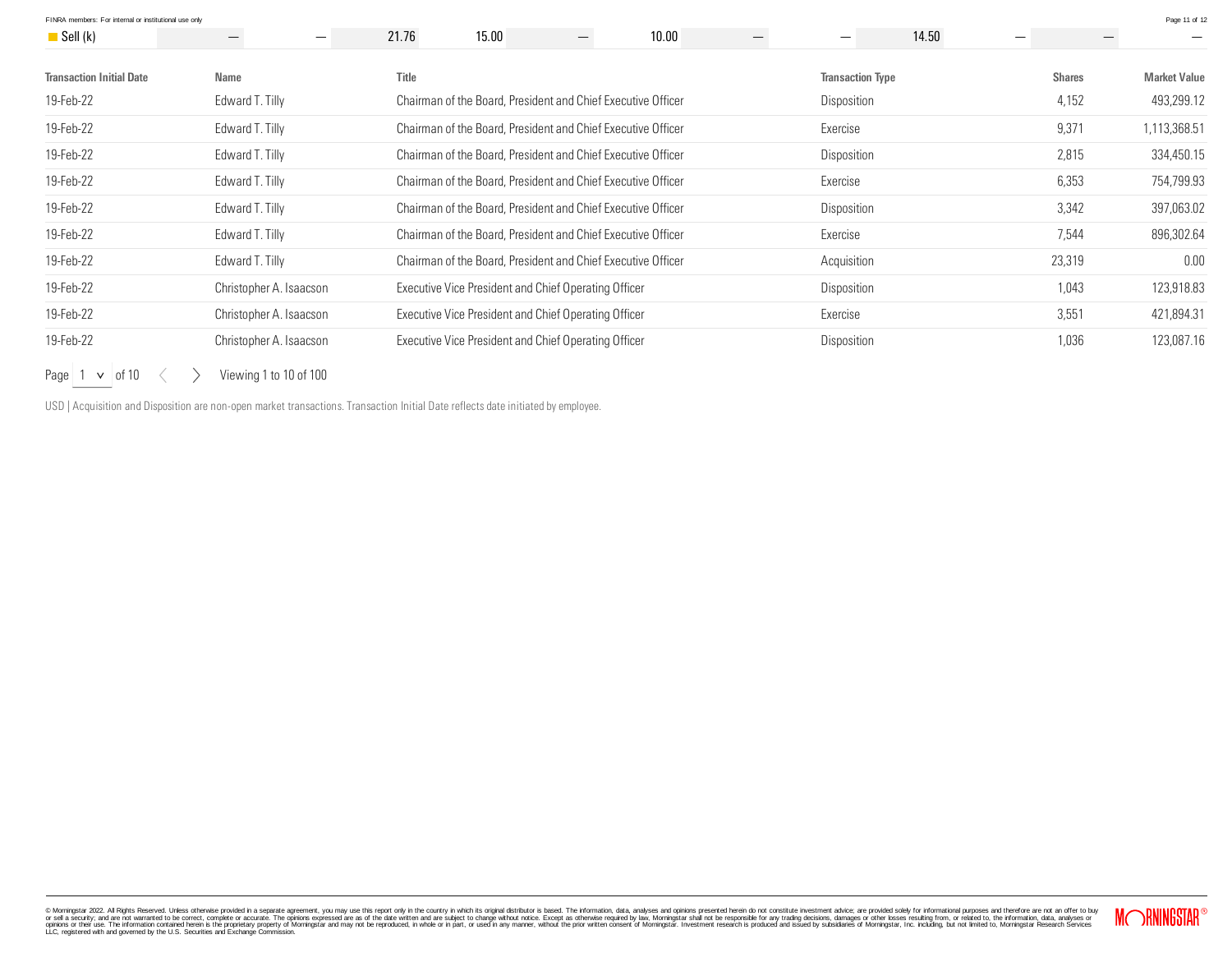| Sell (k) | — | — | 21.76 | 15.00 | — | 10.00 | — | — | 14.50 | — | — | — |
|---|---|---|---|---|---|---|---|---|---|---|---|---|

| Transaction Initial Date | Name | Title | Transaction Type | Shares | Market Value |
|---|---|---|---|---|---|
| 19-Feb-22 | Edward T. Tilly | Chairman of the Board, President and Chief Executive Officer | Disposition | 4,152 | 493,299.12 |
| 19-Feb-22 | Edward T. Tilly | Chairman of the Board, President and Chief Executive Officer | Exercise | 9,371 | 1,113,368.51 |
| 19-Feb-22 | Edward T. Tilly | Chairman of the Board, President and Chief Executive Officer | Disposition | 2,815 | 334,450.15 |
| 19-Feb-22 | Edward T. Tilly | Chairman of the Board, President and Chief Executive Officer | Exercise | 6,353 | 754,799.93 |
| 19-Feb-22 | Edward T. Tilly | Chairman of the Board, President and Chief Executive Officer | Disposition | 3,342 | 397,063.02 |
| 19-Feb-22 | Edward T. Tilly | Chairman of the Board, President and Chief Executive Officer | Exercise | 7,544 | 896,302.64 |
| 19-Feb-22 | Edward T. Tilly | Chairman of the Board, President and Chief Executive Officer | Acquisition | 23,319 | 0.00 |
| 19-Feb-22 | Christopher A. Isaacson | Executive Vice President and Chief Operating Officer | Disposition | 1,043 | 123,918.83 |
| 19-Feb-22 | Christopher A. Isaacson | Executive Vice President and Chief Operating Officer | Exercise | 3,551 | 421,894.31 |
| 19-Feb-22 | Christopher A. Isaacson | Executive Vice President and Chief Operating Officer | Disposition | 1,036 | 123,087.16 |

Page 1 of 10 Viewing 1 to 10 of 100

USD | Acquisition and Disposition are non-open market transactions. Transaction Initial Date reflects date initiated by employee.

© Morningstar 2022. All Rights Reserved. Unless otherwise provided in a separate agreement, you may use this report only in the country in which its original distributor is based. The information, data, analyses and opinions presented herein do not constitute investment advice; are provided solely for informational purposes and therefore are not an offer to buy or sell a security; and are not warranted to be correct, complete or accurate. The opinions expressed are as of the date written and are subject to change without notice. Except as otherwise required by law, Morningstar shall not be responsible for any trading decisions, damages or other losses resulting from, or related to, the information, data, analyses or opinions or their use. The information contained herein is the proprietary property of Morningstar and may not be reproduced, in whole or in part, or used in any manner, without the prior written consent of Morningstar. Investment research is produced and issued by subsidiaries of Morningstar, Inc. including, but not limited to, Morningstar Research Services LLC, registered with and governed by the U.S. Securities and Exchange Commission.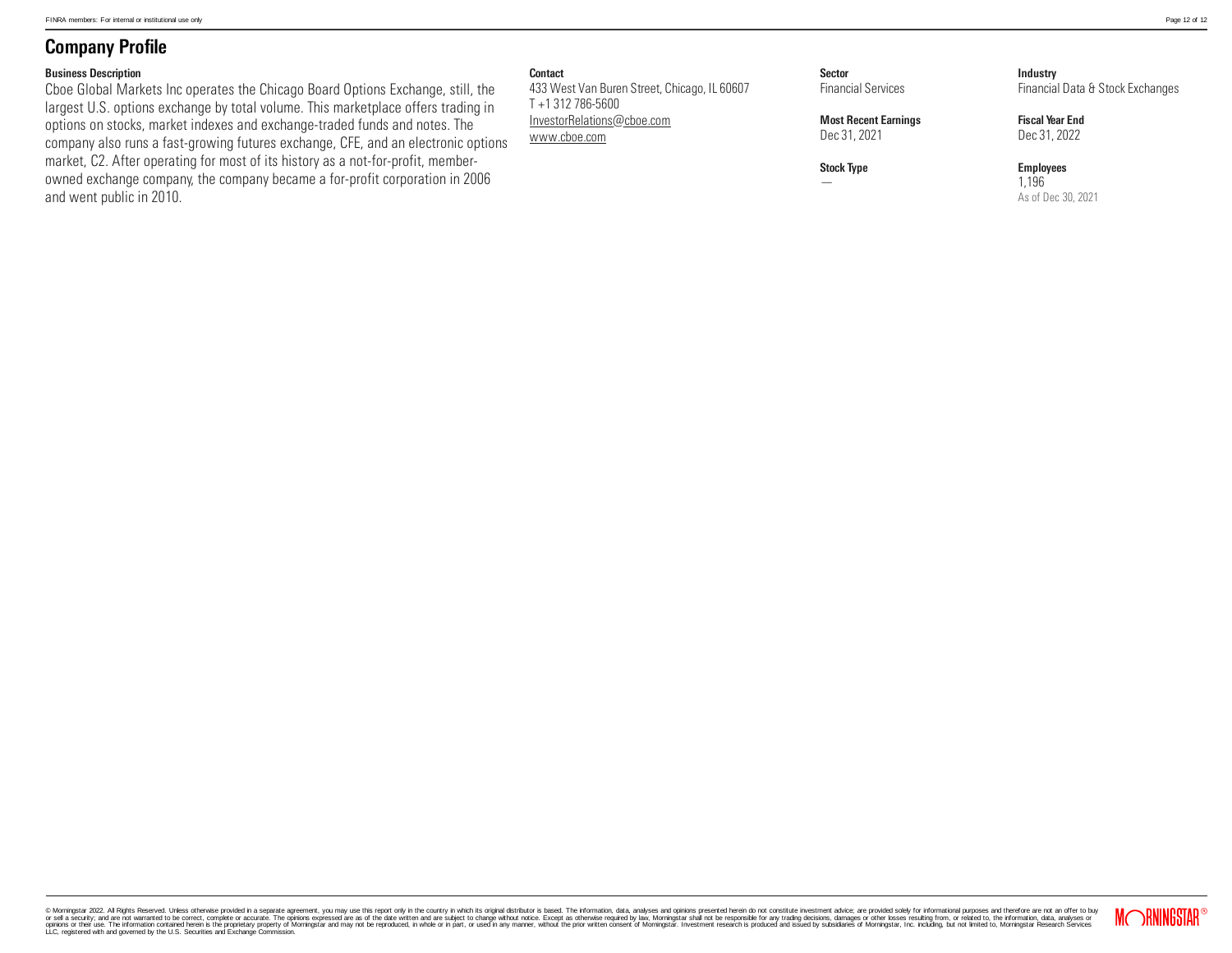## Company Profile

**Business Description**

Cboe Global Markets Inc operates the Chicago Board Options Exchange, still, the largest U.S. options exchange by total volume. This marketplace offers trading in options on stocks, market indexes and exchange-traded funds and notes. The company also runs a fast-growing futures exchange, CFE, and an electronic options market, C2. After operating for most of its history as a not-for-profit, member-owned exchange company, the company became a for-profit corporation in 2006 and went public in 2010.

**Contact**

433 West Van Buren Street, Chicago, IL 60607
T +1 312 786-5600
InvestorRelations@cboe.com
www.cboe.com

**Sector**

Financial Services

**Most Recent Earnings**

Dec 31, 2021

**Stock Type**

—

**Industry**

Financial Data & Stock Exchanges

**Fiscal Year End**

Dec 31, 2022

**Employees**

1,196
As of Dec 30, 2021

© Morningstar 2022. All Rights Reserved. Unless otherwise provided in a separate agreement, you may use this report only in the country in which its original distributor is based. The information, data, analyses and opinions presented herein do not constitute investment advice; are provided solely for informational purposes and therefore are not an offer to buy or sell a security; and are not warranted to be correct, complete or accurate. The opinions expressed are as of the date written and are subject to change without notice. Except as otherwise required by law, Morningstar shall not be responsible for any trading decisions, damages or other losses resulting from, or related to, the information, data, analyses or opinions or their use. The information contained herein is the proprietary property of Morningstar and may not be reproduced, in whole or in part, or used in any manner, without the prior written consent of Morningstar. Investment research is produced and issued by subsidiaries of Morningstar, Inc. including, but not limited to, Morningstar Research Services LLC, registered with and governed by the U.S. Securities and Exchange Commission.